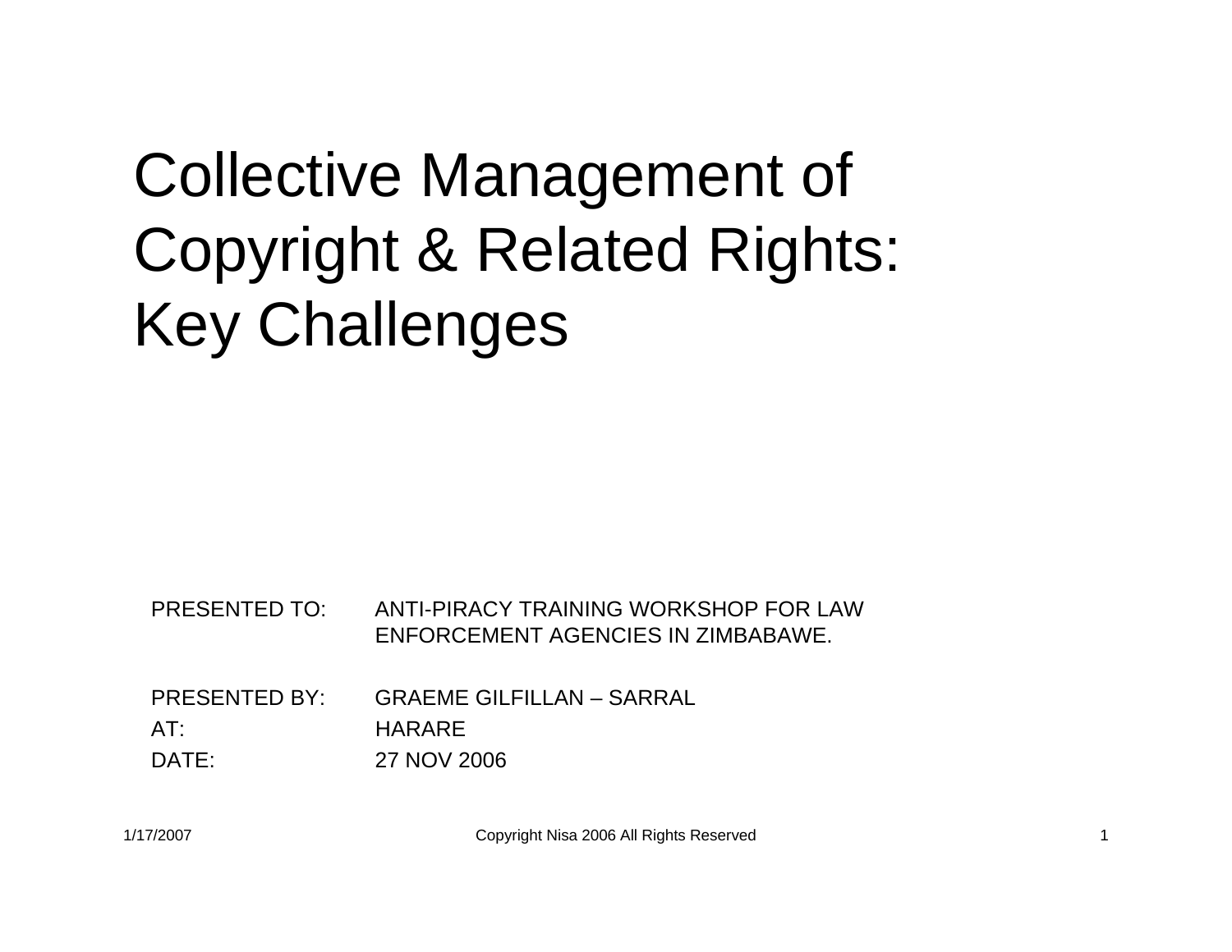# Collective Management of Copyright & Related Rights: Key Challenges

| | |
|---|---|
| PRESENTED TO: | ANTI-PIRACY TRAINING WORKSHOP FOR LAW ENFORCEMENT AGENCIES IN ZIMBABWE. |
| PRESENTED BY: | GRAEME GILFILLAN – SARRAL |
| AT: | HARARE |
| DATE: | 27 NOV 2006 |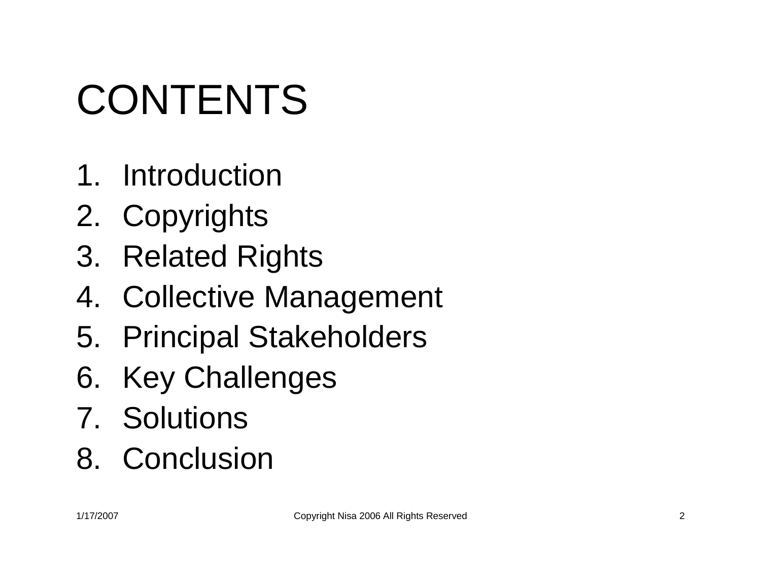# CONTENTS

1. Introduction
2. Copyrights
3. Related Rights
4. Collective Management
5. Principal Stakeholders
6. Key Challenges
7. Solutions
8. Conclusion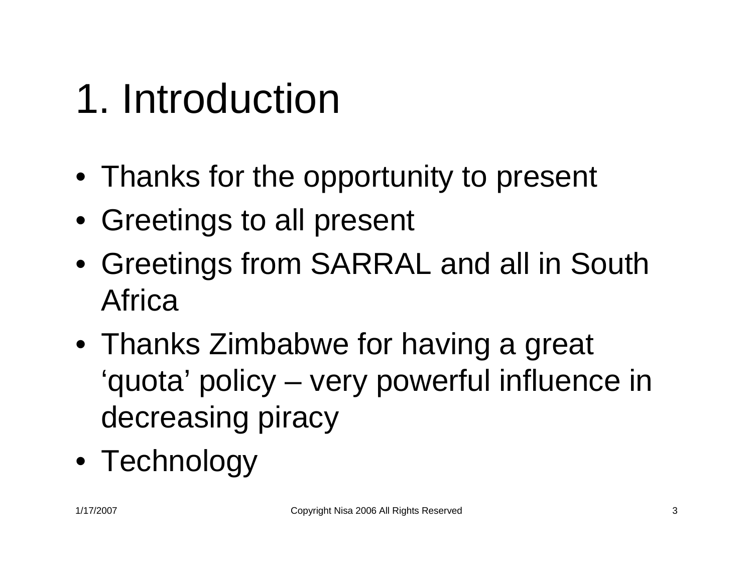# 1. Introduction

- Thanks for the opportunity to present
- Greetings to all present
- Greetings from SARRAL and all in South Africa
- Thanks Zimbabwe for having a great 'quota' policy – very powerful influence in decreasing piracy
- Technology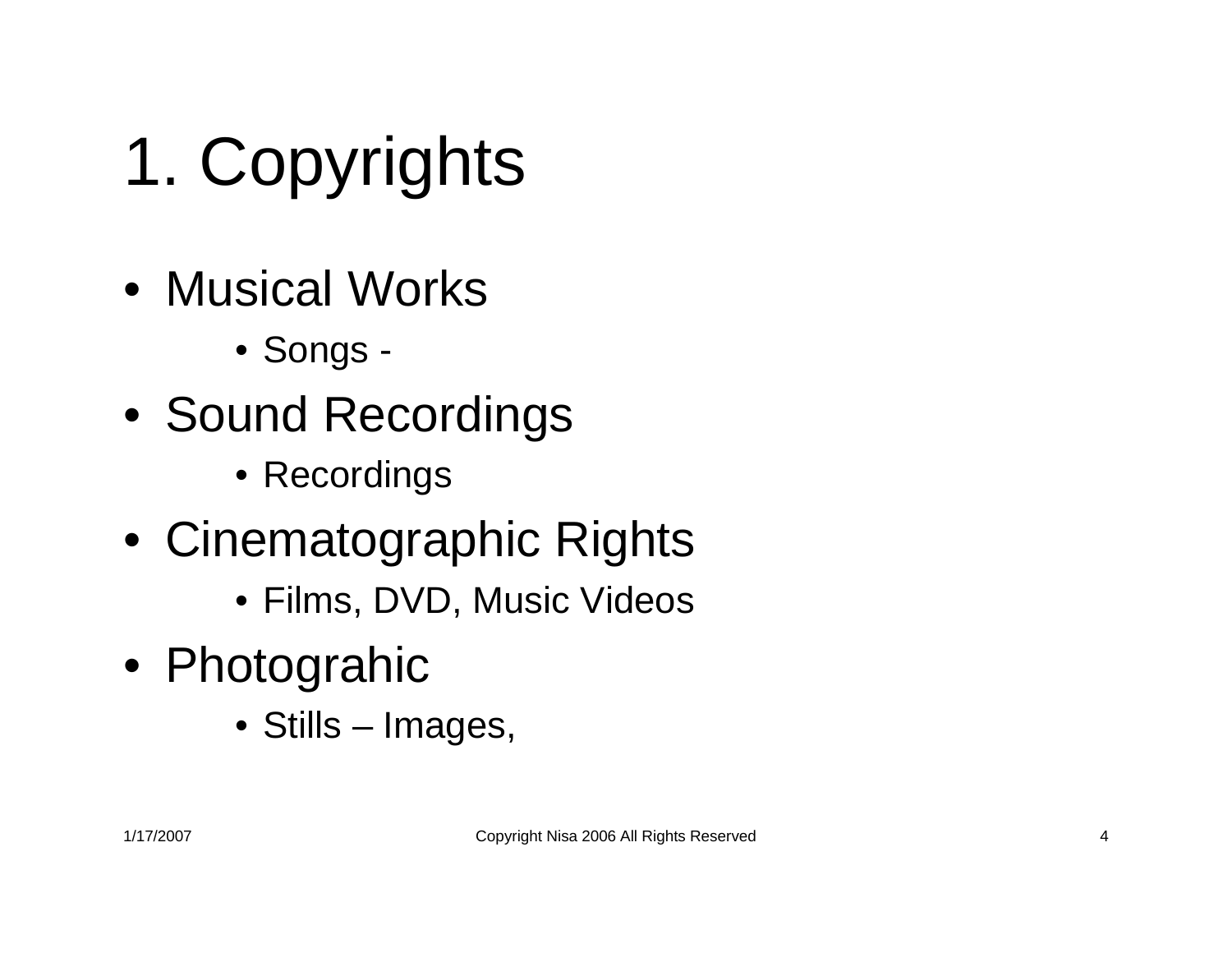# 1. Copyrights

- Musical Works
  - Songs -
- Sound Recordings
  - Recordings
- Cinematographic Rights
  - Films, DVD, Music Videos
- Photograhic
  - Stills – Images,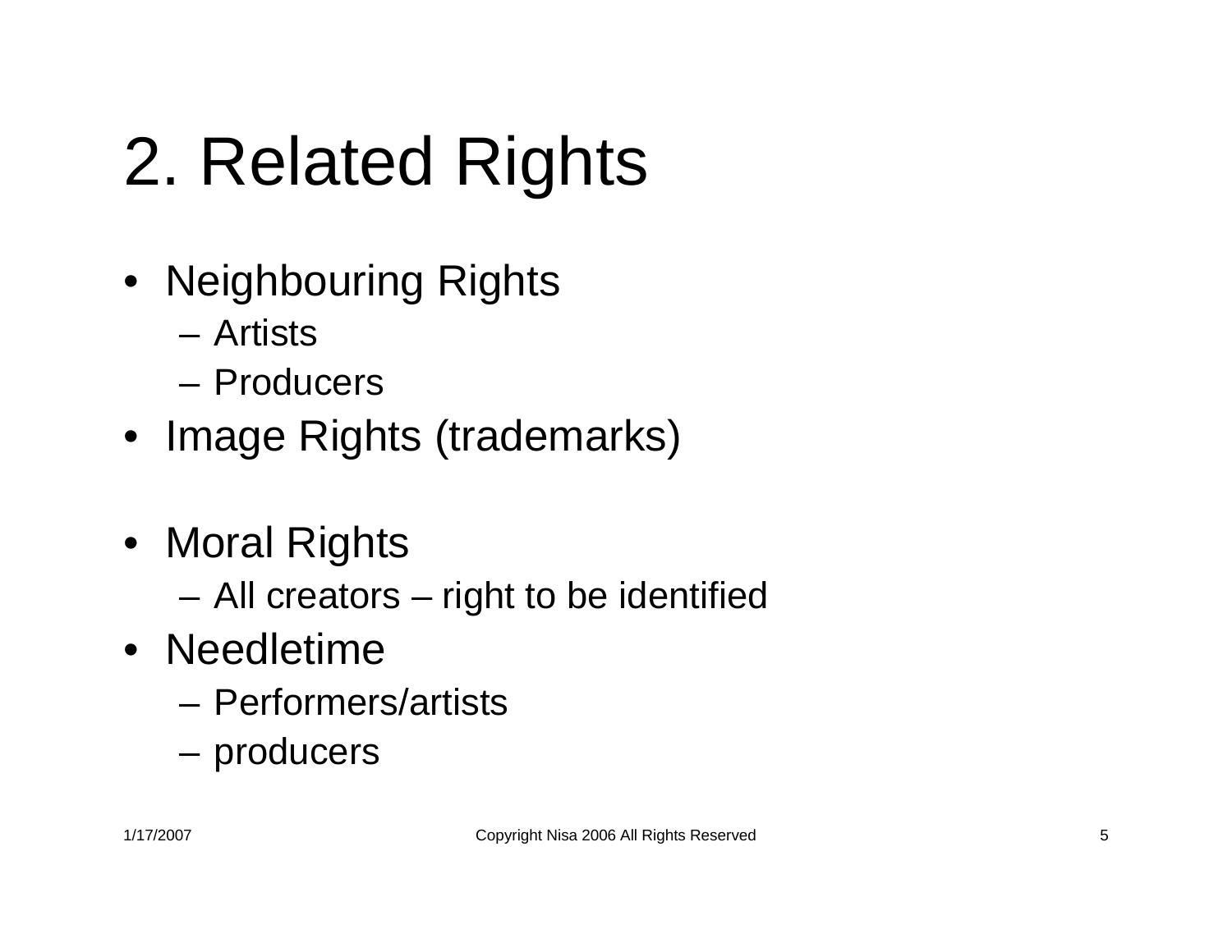# 2. Related Rights

- Neighbouring Rights
  - Artists
  - Producers
- Image Rights (trademarks)

- Moral Rights
  - All creators – right to be identified
- Needletime
  - Performers/artists
  - producers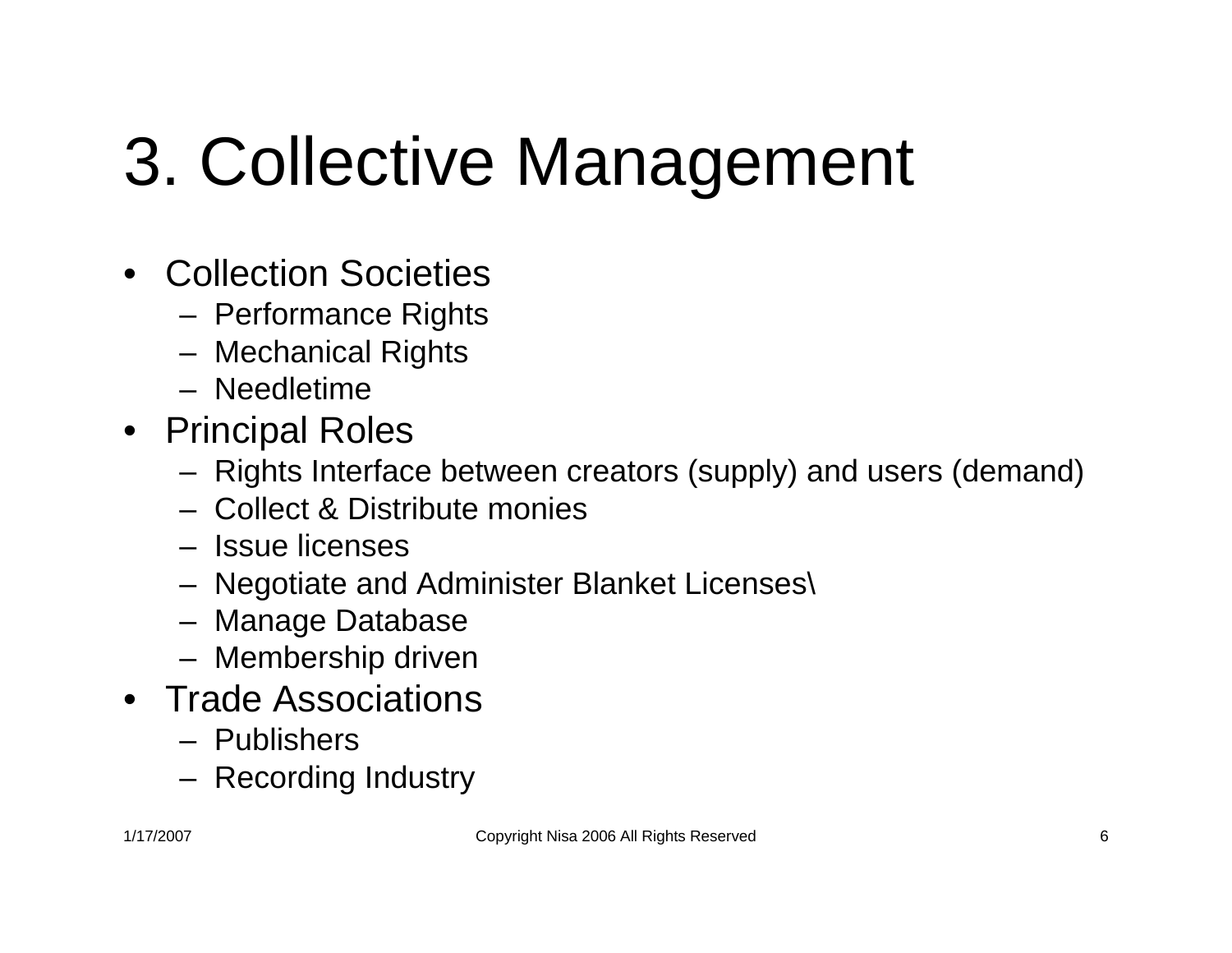# 3. Collective Management

- Collection Societies
  - Performance Rights
  - Mechanical Rights
  - Needletime
- Principal Roles
  - Rights Interface between creators (supply) and users (demand)
  - Collect & Distribute monies
  - Issue licenses
  - Negotiate and Administer Blanket Licenses\
  - Manage Database
  - Membership driven
- Trade Associations
  - Publishers
  - Recording Industry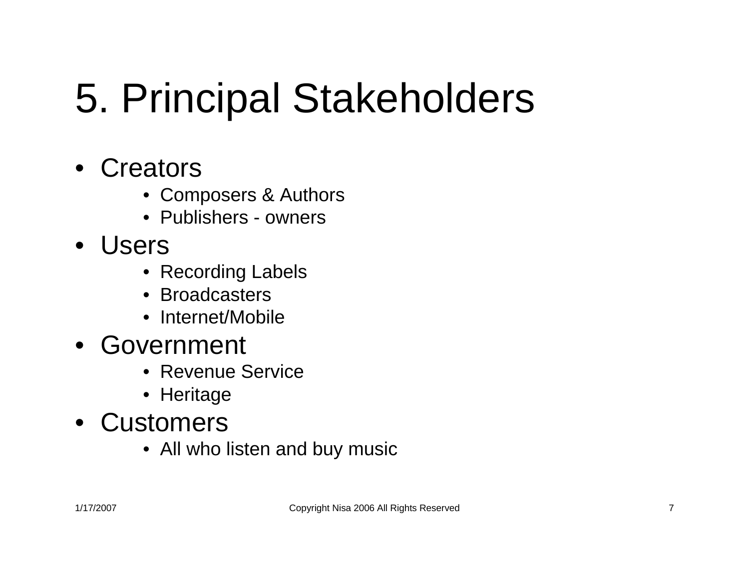# 5. Principal Stakeholders

- Creators
  - Composers & Authors
  - Publishers - owners
- Users
  - Recording Labels
  - Broadcasters
  - Internet/Mobile
- Government
  - Revenue Service
  - Heritage
- Customers
  - All who listen and buy music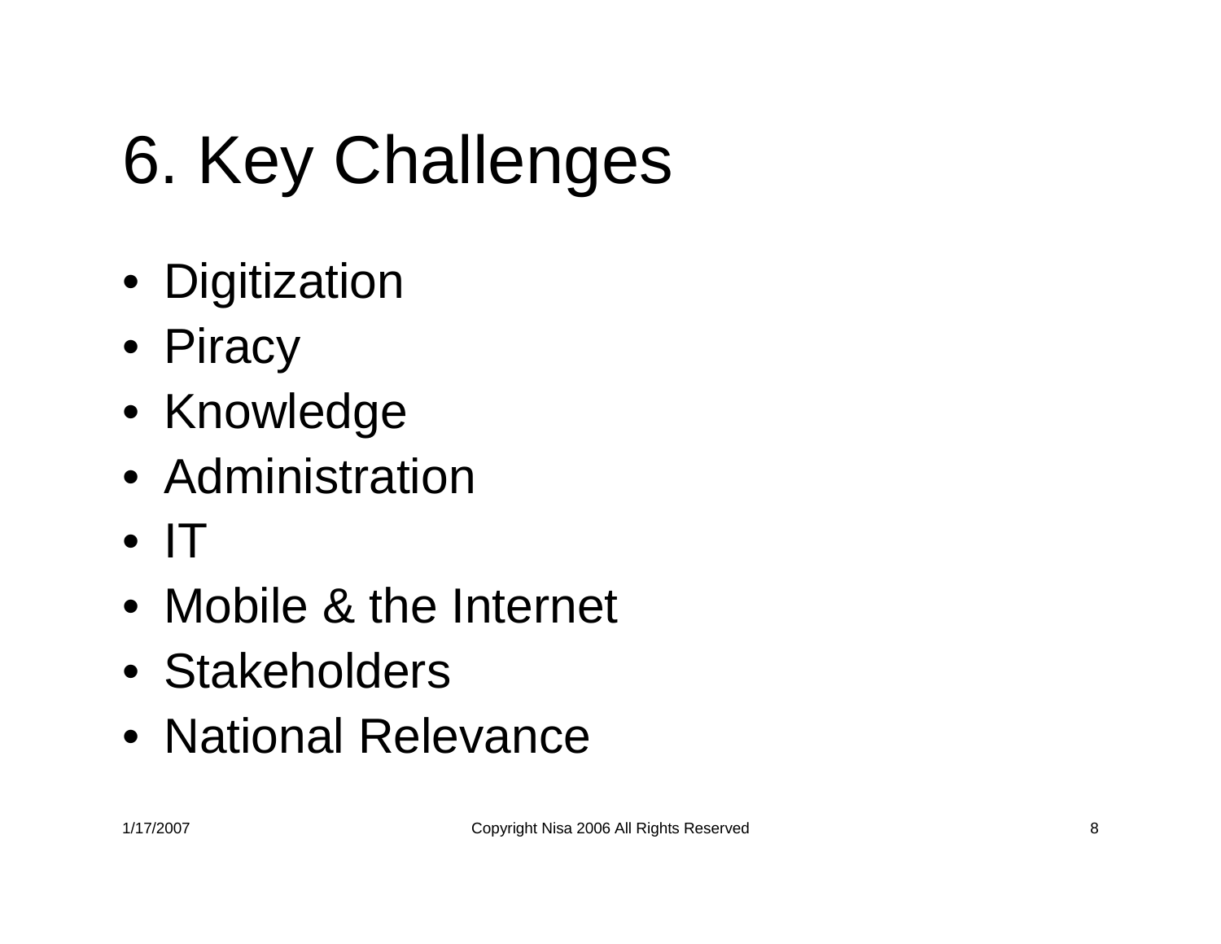# 6. Key Challenges

- Digitization
- Piracy
- Knowledge
- Administration
- IT
- Mobile & the Internet
- Stakeholders
- National Relevance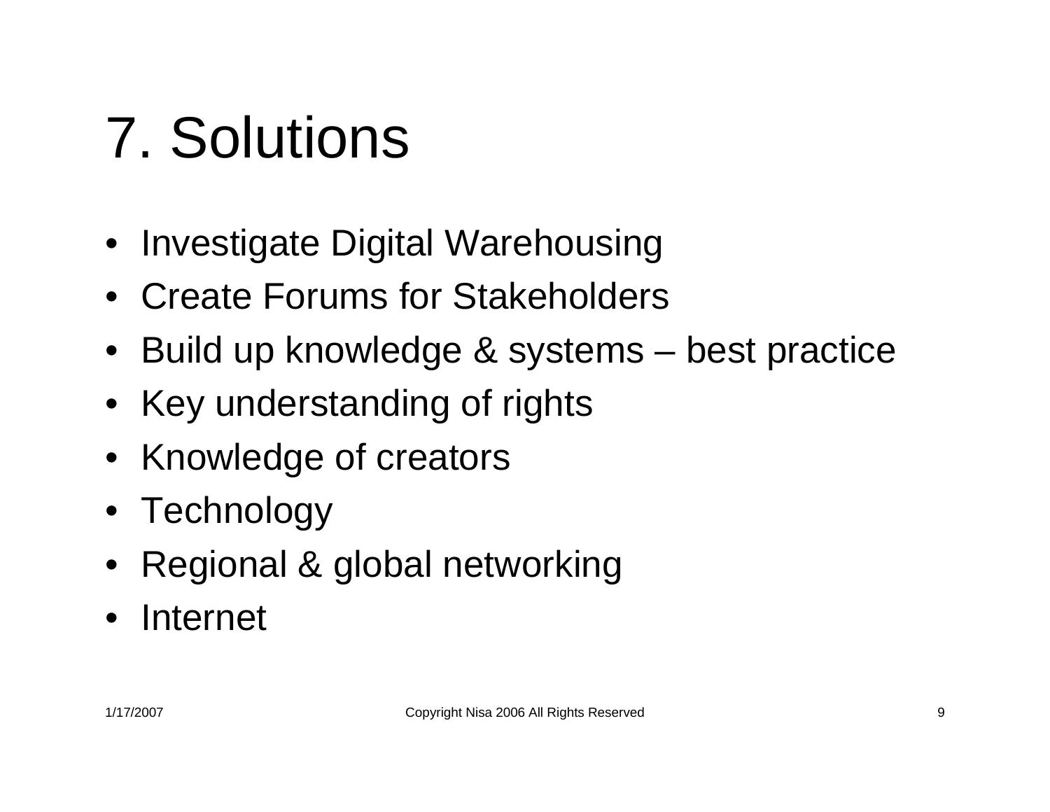# 7. Solutions

- Investigate Digital Warehousing
- Create Forums for Stakeholders
- Build up knowledge & systems – best practice
- Key understanding of rights
- Knowledge of creators
- Technology
- Regional & global networking
- Internet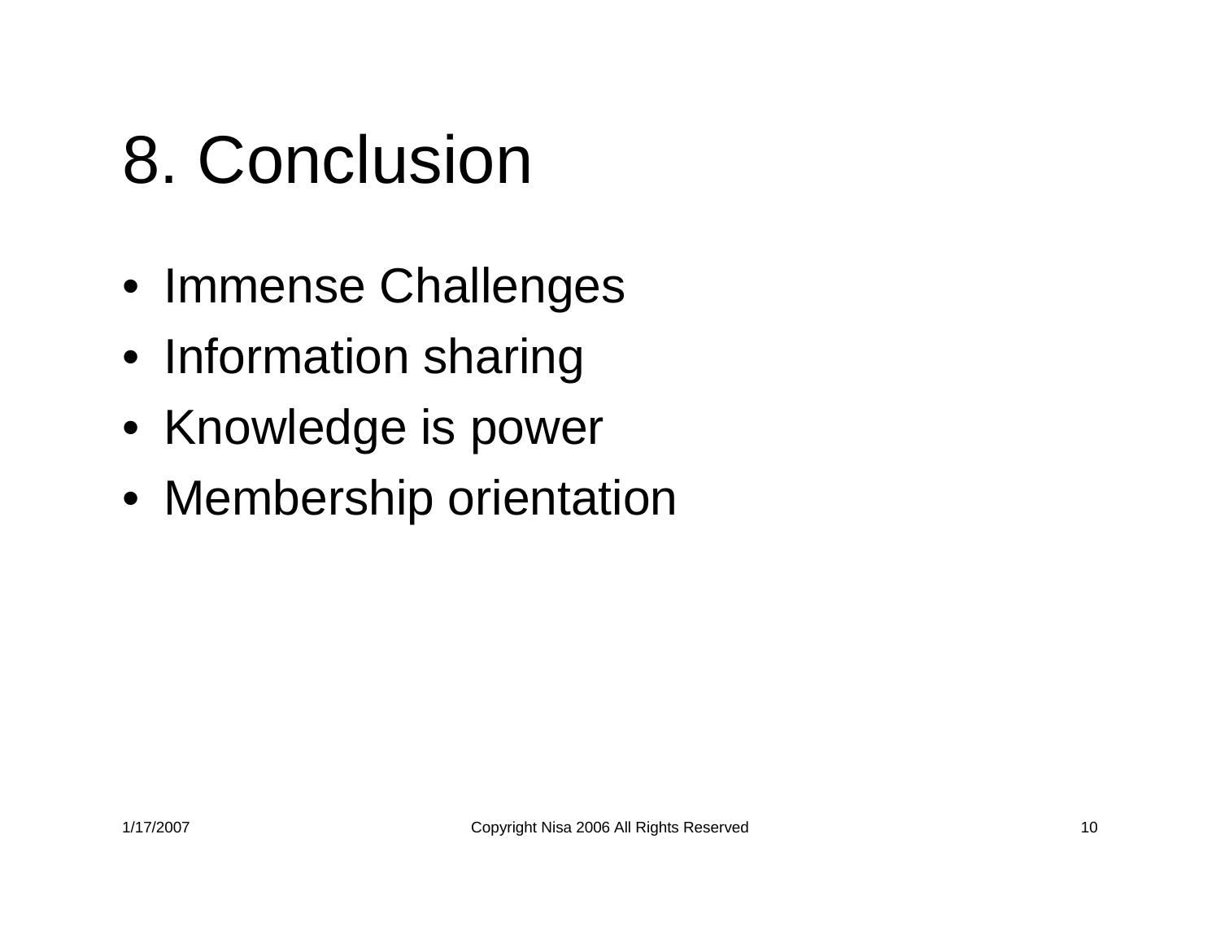# 8. Conclusion

- Immense Challenges
- Information sharing
- Knowledge is power
- Membership orientation